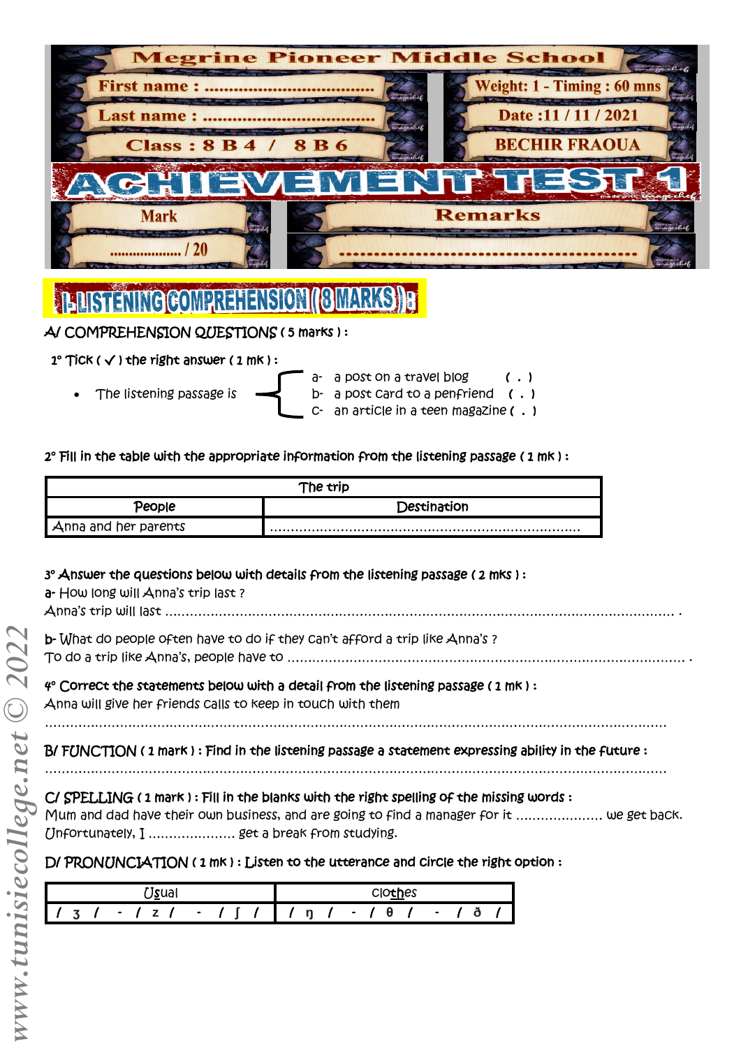# Megrine Pioneer Middle School

| | |
|---|---|
| First name : ..................................... | Weight: 1 - Timing : 60 mns |
| Last name : ..................................... | Date :11 / 11 / 2021 |
| Class : 8 B 4 / 8 B 6 | BECHIR FRAOUA |

# ACHIEVEMENT TEST 1

| Mark | Remarks |
|---|---|
| .................... / 20 | ...................................................... |

## I- LISTENING COMPREHENSION ( 8 MARKS ) :

### A/ COMPREHENSION QUESTIONS ( 5 marks ) :

**1° Tick ( ✓ ) the right answer ( 1 mk ) :**

- The listening passage is
  - a- a post on a travel blog ( . )
  - b- a post card to a penfriend ( . )
  - c- an article in a teen magazine ( . )

**2° Fill in the table with the appropriate information from the listening passage ( 1 mk ) :**

| The trip | |
|---|---|
| People | Destination |
| Anna and her parents | ........................................................................... |

**3° Answer the questions below with details from the listening passage ( 2 mks ) :**

a- How long will Anna's trip last ?

Anna's trip will last ........................................................................................................................ .

b- What do people often have to do if they can't afford a trip like Anna's ?

To do a trip like Anna's, people have to ............................................................................................ .

**4° Correct the statements below with a detail from the listening passage ( 1 mk ) :**

Anna will give her friends calls to keep in touch with them

..........................................................................................................................................................

### B/ FUNCTION ( 1 mark ) : Find in the listening passage a statement expressing ability in the future :

..........................................................................................................................................................

### C/ SPELLING ( 1 mark ) : Fill in the blanks with the right spelling of the missing words :

Mum and dad have their own business, and are going to find a manager for it .................... we get back. Unfortunately, I .................... get a break from studying.

### D/ PRONUNCIATION ( 1 mk ) : Listen to the utterance and circle the right option :

| Usual | clothes |
|---|---|
| / ʒ / - / z / - / ʃ / | / ŋ / - / θ / - / ð / |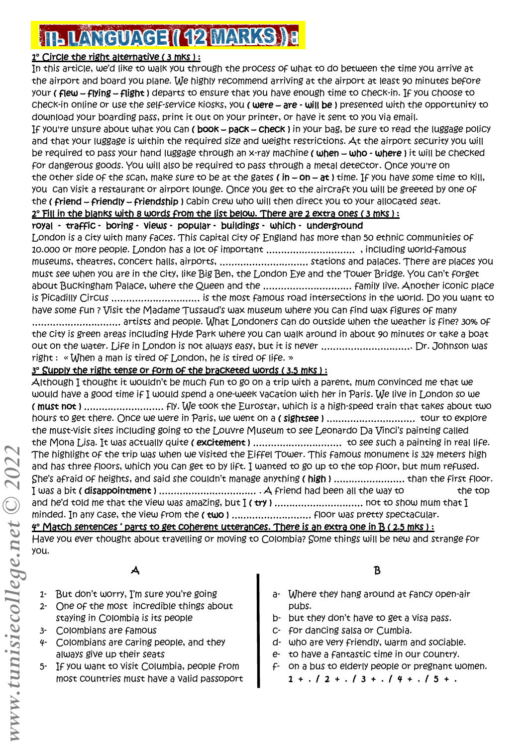# II- LANGUAGE ( 12 MARKS ) :

**1° Circle the right alternative ( 3 mks ) :**

In this article, we'd like to walk you through the process of what to do between the time you arrive at the airport and board you plane. We highly recommend arriving at the airport at least 90 minutes before your **( flew – flying – flight )** departs to ensure that you have enough time to check-in. If you choose to check-in online or use the self-service kiosks, you **( were – are - will be )** presented with the opportunity to download your boarding pass, print it out on your printer, or have it sent to you via email.

If you're unsure about what you can **( book – pack – check )** in your bag, be sure to read the luggage policy and that your luggage is within the required size and weight restrictions. At the airport security you will be required to pass your hand luggage through an x-ray machine **( when – who - where )** it will be checked for dangerous goods. You will also be required to pass through a metal detector. Once you're on the other side of the scan, make sure to be at the gates **( in – on – at )** time. If you have some time to kill, you can visit a restaurant or airport lounge. Once you get to the aircraft you will be greeted by one of the **( friend – friendly – friendship )** cabin crew who will then direct you to your allocated seat.

**2° Fill in the blanks with 8 words from the list below. There are 2 extra ones ( 3 mks ) :**

**royal - traffic - boring - views - popular - buildings - which - underground**

London is a city with many faces. This capital city of England has more than 50 ethnic communities of 10.000 or more people. London has a lot of important .............................. , including world-famous museums, theatres, concert halls, airports, .............................. stations and palaces. There are places you must see when you are in the city, like Big Ben, the London Eye and the Tower Bridge. You can't forget about Buckingham Palace, where the Queen and the .............................. family live. Another iconic place is Picadilly Circus .............................. is the most famous road intersections in the world. Do you want to have some fun ? Visit the Madame Tussaud's wax museum where you can find wax figures of many .............................. artists and people. What Londoners can do outside when the weather is fine? 30% of the city is green areas including Hyde Park where you can walk around in about 90 minutes or take a boat out on the water. Life in London is not always easy, but it is never .............................. Dr. Johnson was right : « When a man is tired of London, he is tired of life. »

**3° Supply the right tense or form of the bracketed words ( 3.5 mks ) :**

Although I thought it wouldn't be much fun to go on a trip with a parent, mum convinced me that we would have a good time if I would spend a one-week vacation with her in Paris. We live in London so we **( must not )** .............................. fly. We took the Eurostar, which is a high-speed train that takes about two hours to get there. Once we were in Paris, we went on a **( sightsee )** .............................. tour to explore the must-visit sites including going to the Louvre Museum to see Leonardo Da Vinci's painting called the Mona Lisa. It was actually quite **( excitement )** .............................. to see such a painting in real life. The highlight of the trip was when we visited the Eiffel Tower. This famous monument is 324 meters high and has three floors, which you can get to by lift. I wanted to go up to the top floor, but mum refused. She's afraid of heights, and said she couldn't manage anything **( high )** ........................ than the first floor. I was a bit **( disappointment )** .................................. . A friend had been all the way to the top and he'd told me that the view was amazing, but I **( try )** .............................. not to show mum that I minded. In any case, the view from the **( two )** .............................. floor was pretty spectacular.

**4° Match sentences ' parts to get coherent utterances. There is an extra one in B ( 2.5 mks ) :**

Have you ever thought about travelling or moving to Colombia? Some things will be new and strange for you.

| A | B |
|---|---|
| 1- But don't worry, I'm sure you're going | a- Where they hang around at fancy open-air pubs. |
| 2- One of the most incredible things about staying in Colombia is its people | b- but they don't have to get a visa pass. |
| 3- Colombians are famous | c- for dancing salsa or Cumbia. |
| 4- Colombians are caring people, and they always give up their seats | d- who are very friendly, warm and sociable. |
| 5- If you want to visit Columbia, people from most countries must have a valid passoport | e- to have a fantastic time in our country. |
| | f- on a bus to elderly people or pregnant women. |

1 + . / 2 + . / 3 + . / 4 + . / 5 + .